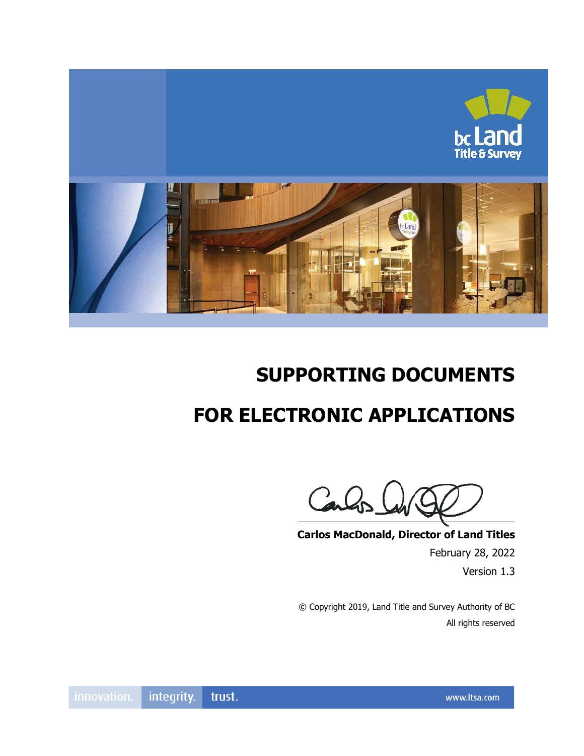# SUPPORTING DOCUMENTS

# FOR ELECTRONIC APPLICATIONS

**Carlos MacDonald, Director of Land Titles**

February 28, 2022

Version 1.3

© Copyright 2019, Land Title and Survey Authority of BC

All rights reserved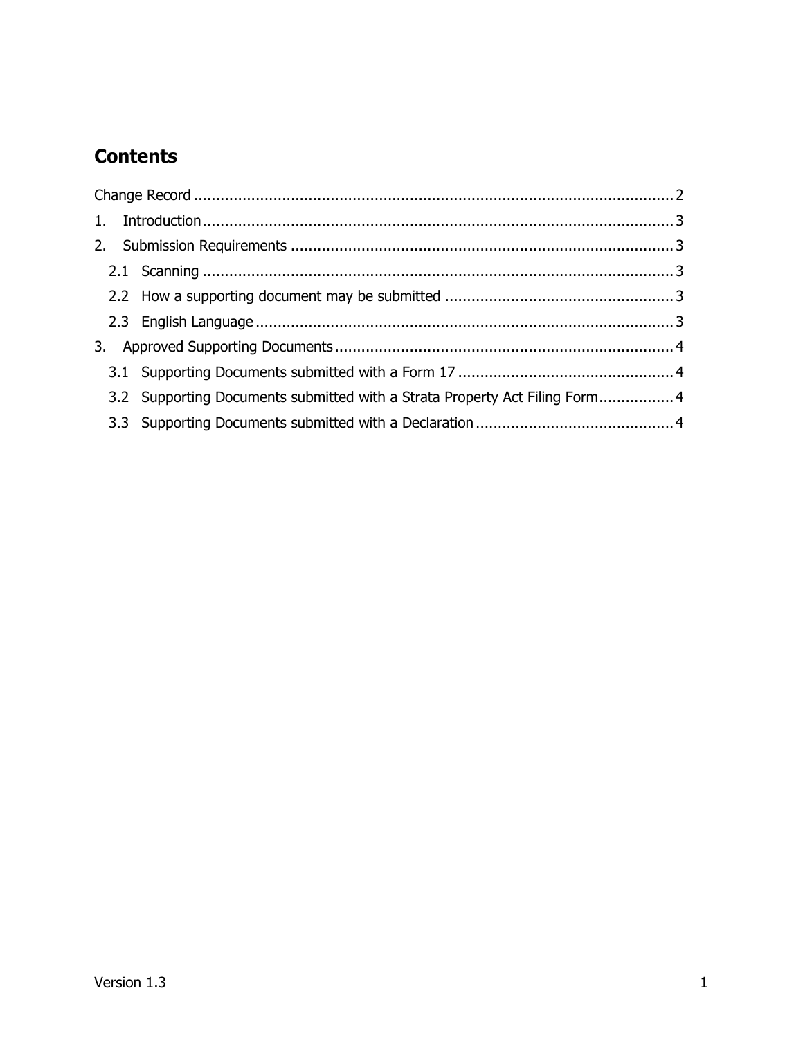## Contents

Change Record .......... 2

1. Introduction .......... 3

2. Submission Requirements .......... 3

   2.1 Scanning .......... 3

   2.2 How a supporting document may be submitted .......... 3

   2.3 English Language .......... 3

3. Approved Supporting Documents .......... 4

   3.1 Supporting Documents submitted with a Form 17 .......... 4

   3.2 Supporting Documents submitted with a Strata Property Act Filing Form .......... 4

   3.3 Supporting Documents submitted with a Declaration .......... 4

Version 1.3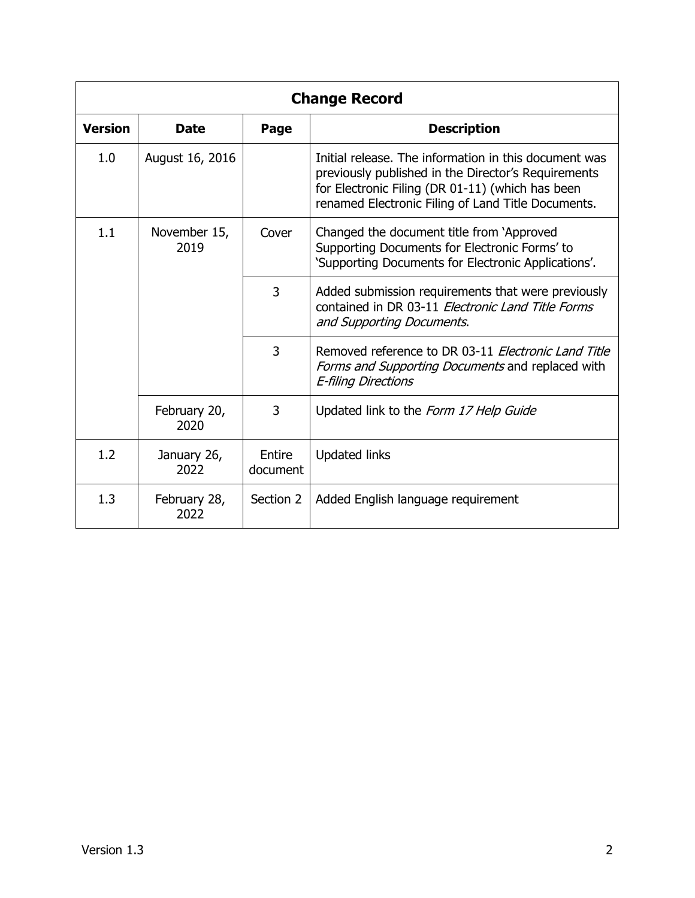| Change Record | | | |
|---|---|---|---|
| **Version** | **Date** | **Page** | **Description** |
| 1.0 | August 16, 2016 | | Initial release. The information in this document was previously published in the Director's Requirements for Electronic Filing (DR 01-11) (which has been renamed Electronic Filing of Land Title Documents. |
| 1.1 | November 15, 2019 | Cover | Changed the document title from 'Approved Supporting Documents for Electronic Forms' to 'Supporting Documents for Electronic Applications'. |
| | | 3 | Added submission requirements that were previously contained in DR 03-11 *Electronic Land Title Forms and Supporting Documents*. |
| | | 3 | Removed reference to DR 03-11 *Electronic Land Title Forms and Supporting Documents* and replaced with *E-filing Directions* |
| | February 20, 2020 | 3 | Updated link to the *Form 17 Help Guide* |
| 1.2 | January 26, 2022 | Entire document | Updated links |
| 1.3 | February 28, 2022 | Section 2 | Added English language requirement |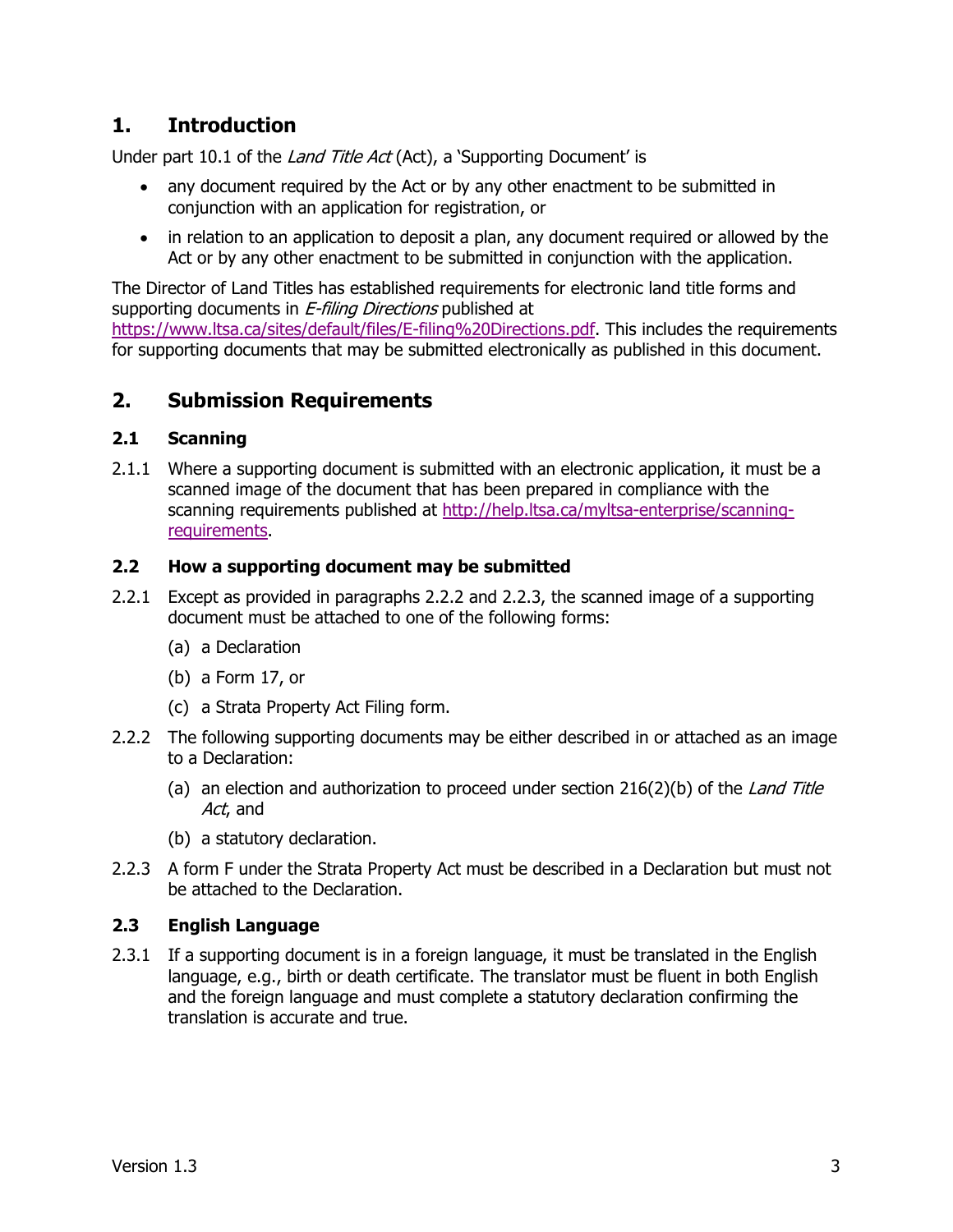# 1. Introduction

Under part 10.1 of the *Land Title Act* (Act), a 'Supporting Document' is

- any document required by the Act or by any other enactment to be submitted in conjunction with an application for registration, or
- in relation to an application to deposit a plan, any document required or allowed by the Act or by any other enactment to be submitted in conjunction with the application.

The Director of Land Titles has established requirements for electronic land title forms and supporting documents in *E-filing Directions* published at [https://www.ltsa.ca/sites/default/files/E-filing%20Directions.pdf](https://www.ltsa.ca/sites/default/files/E-filing%20Directions.pdf). This includes the requirements for supporting documents that may be submitted electronically as published in this document.

# 2. Submission Requirements

## 2.1 Scanning

2.1.1 Where a supporting document is submitted with an electronic application, it must be a scanned image of the document that has been prepared in compliance with the scanning requirements published at [http://help.ltsa.ca/myltsa-enterprise/scanning-requirements](http://help.ltsa.ca/myltsa-enterprise/scanning-requirements).

## 2.2 How a supporting document may be submitted

2.2.1 Except as provided in paragraphs 2.2.2 and 2.2.3, the scanned image of a supporting document must be attached to one of the following forms:

(a) a Declaration

(b) a Form 17, or

(c) a Strata Property Act Filing form.

2.2.2 The following supporting documents may be either described in or attached as an image to a Declaration:

(a) an election and authorization to proceed under section 216(2)(b) of the *Land Title Act*, and

(b) a statutory declaration.

2.2.3 A form F under the Strata Property Act must be described in a Declaration but must not be attached to the Declaration.

## 2.3 English Language

2.3.1 If a supporting document is in a foreign language, it must be translated in the English language, e.g., birth or death certificate. The translator must be fluent in both English and the foreign language and must complete a statutory declaration confirming the translation is accurate and true.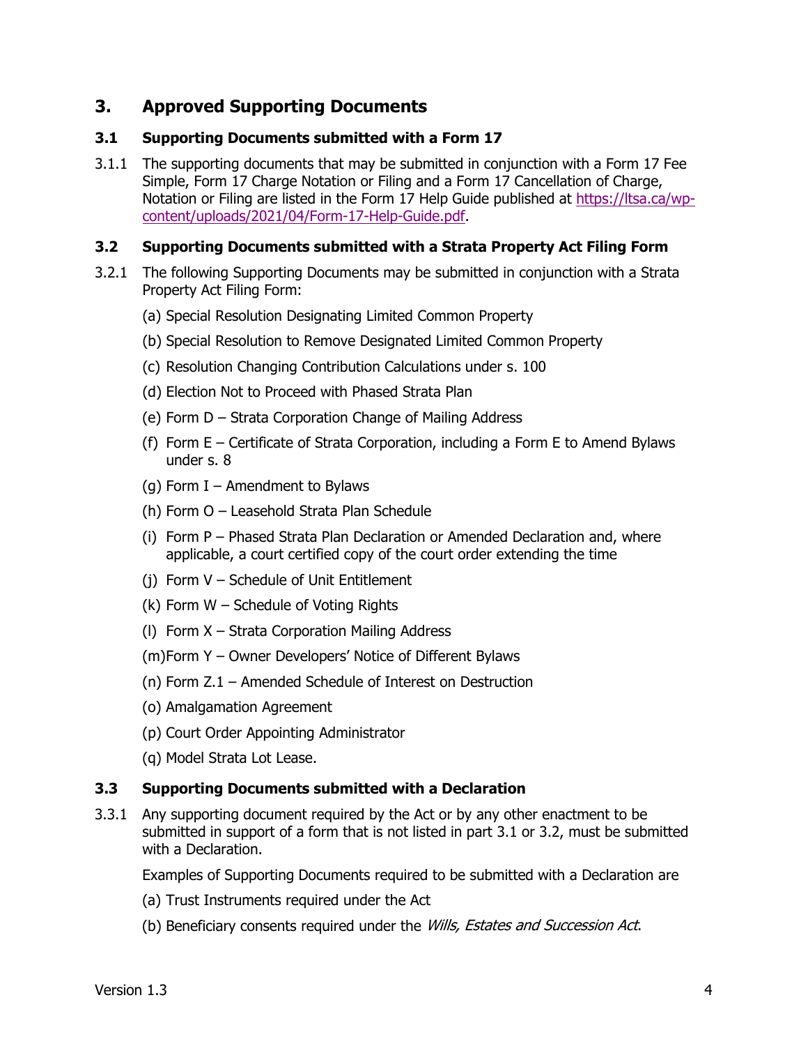## 3. Approved Supporting Documents

### 3.1 Supporting Documents submitted with a Form 17

3.1.1 The supporting documents that may be submitted in conjunction with a Form 17 Fee Simple, Form 17 Charge Notation or Filing and a Form 17 Cancellation of Charge, Notation or Filing are listed in the Form 17 Help Guide published at [https://ltsa.ca/wp-content/uploads/2021/04/Form-17-Help-Guide.pdf](https://ltsa.ca/wp-content/uploads/2021/04/Form-17-Help-Guide.pdf).

### 3.2 Supporting Documents submitted with a Strata Property Act Filing Form

3.2.1 The following Supporting Documents may be submitted in conjunction with a Strata Property Act Filing Form:

(a) Special Resolution Designating Limited Common Property

(b) Special Resolution to Remove Designated Limited Common Property

(c) Resolution Changing Contribution Calculations under s. 100

(d) Election Not to Proceed with Phased Strata Plan

(e) Form D – Strata Corporation Change of Mailing Address

(f) Form E – Certificate of Strata Corporation, including a Form E to Amend Bylaws under s. 8

(g) Form I – Amendment to Bylaws

(h) Form O – Leasehold Strata Plan Schedule

(i) Form P – Phased Strata Plan Declaration or Amended Declaration and, where applicable, a court certified copy of the court order extending the time

(j) Form V – Schedule of Unit Entitlement

(k) Form W – Schedule of Voting Rights

(l) Form X – Strata Corporation Mailing Address

(m) Form Y – Owner Developers' Notice of Different Bylaws

(n) Form Z.1 – Amended Schedule of Interest on Destruction

(o) Amalgamation Agreement

(p) Court Order Appointing Administrator

(q) Model Strata Lot Lease.

### 3.3 Supporting Documents submitted with a Declaration

3.3.1 Any supporting document required by the Act or by any other enactment to be submitted in support of a form that is not listed in part 3.1 or 3.2, must be submitted with a Declaration.

Examples of Supporting Documents required to be submitted with a Declaration are

(a) Trust Instruments required under the Act

(b) Beneficiary consents required under the *Wills, Estates and Succession Act*.